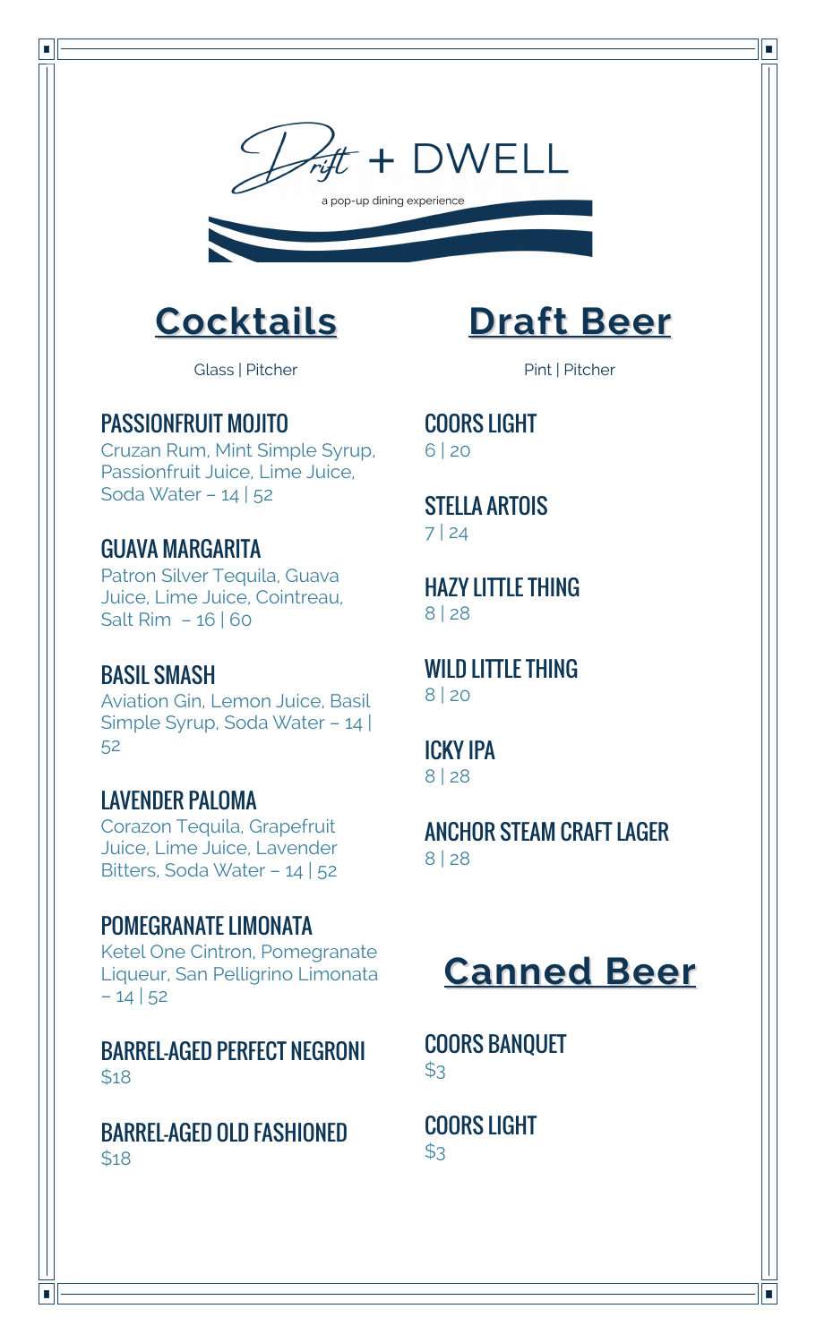# Drift + DWELL

a pop-up dining experience

## Cocktails

Glass | Pitcher

### PASSIONFRUIT MOJITO

Cruzan Rum, Mint Simple Syrup, Passionfruit Juice, Lime Juice, Soda Water – 14 | 52

### GUAVA MARGARITA

Patron Silver Tequila, Guava Juice, Lime Juice, Cointreau, Salt Rim – 16 | 60

### BASIL SMASH

Aviation Gin, Lemon Juice, Basil Simple Syrup, Soda Water – 14 | 52

### LAVENDER PALOMA

Corazon Tequila, Grapefruit Juice, Lime Juice, Lavender Bitters, Soda Water – 14 | 52

### POMEGRANATE LIMONATA

Ketel One Cintron, Pomegranate Liqueur, San Pelligrino Limonata – 14 | 52

### BARREL-AGED PERFECT NEGRONI

$18

### BARREL-AGED OLD FASHIONED

$18

## Draft Beer

Pint | Pitcher

### COORS LIGHT

6 | 20

### STELLA ARTOIS

7 | 24

### HAZY LITTLE THING

8 | 28

### WILD LITTLE THING

8 | 20

### ICKY IPA

8 | 28

### ANCHOR STEAM CRAFT LAGER

8 | 28

## Canned Beer

### COORS BANQUET

$3

### COORS LIGHT

$3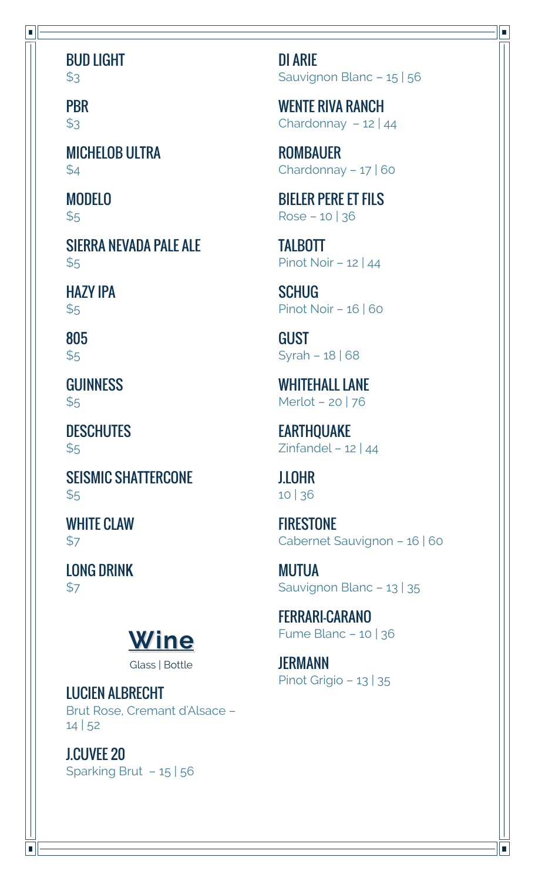**BUD LIGHT**
$3

**PBR**
$3

**MICHELOB ULTRA**
$4

**MODELO**
$5

**SIERRA NEVADA PALE ALE**
$5

**HAZY IPA**
$5

**805**
$5

**GUINNESS**
$5

**DESCHUTES**
$5

**SEISMIC SHATTERCONE**
$5

**WHITE CLAW**
$7

**LONG DRINK**
$7

## Wine

Glass | Bottle

**LUCIEN ALBRECHT**
Brut Rose, Cremant d'Alsace – 14 | 52

**J.CUVEE 20**
Sparking Brut – 15 | 56

**DI ARIE**
Sauvignon Blanc – 15 | 56

**WENTE RIVA RANCH**
Chardonnay – 12 | 44

**ROMBAUER**
Chardonnay – 17 | 60

**BIELER PERE ET FILS**
Rose – 10 | 36

**TALBOTT**
Pinot Noir – 12 | 44

**SCHUG**
Pinot Noir – 16 | 60

**GUST**
Syrah – 18 | 68

**WHITEHALL LANE**
Merlot – 20 | 76

**EARTHQUAKE**
Zinfandel – 12 | 44

**J.LOHR**
10 | 36

**FIRESTONE**
Cabernet Sauvignon – 16 | 60

**MUTUA**
Sauvignon Blanc – 13 | 35

**FERRARI-CARANO**
Fume Blanc – 10 | 36

**JERMANN**
Pinot Grigio – 13 | 35